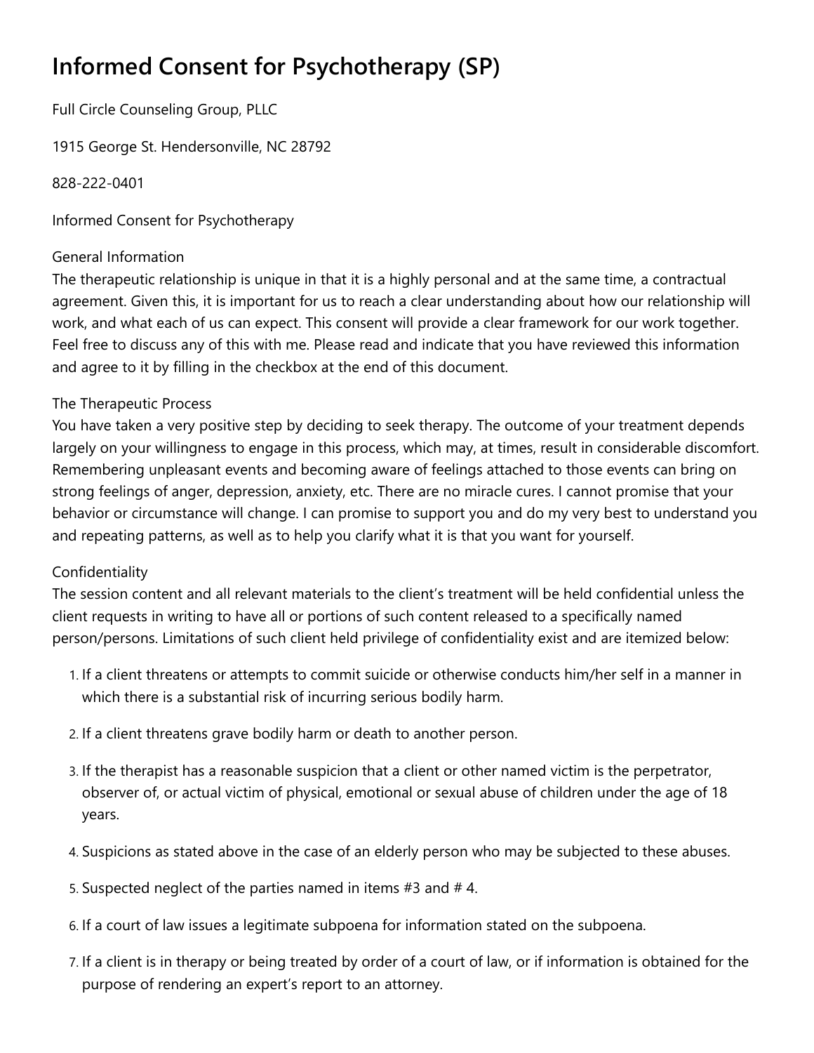# Informed Consent for Psychotherapy (SP)

Full Circle Counseling Group, PLLC

1915 George St. Hendersonville, NC 28792

828-222-0401

Informed Consent for Psychotherapy

General Information
The therapeutic relationship is unique in that it is a highly personal and at the same time, a contractual agreement. Given this, it is important for us to reach a clear understanding about how our relationship will work, and what each of us can expect. This consent will provide a clear framework for our work together. Feel free to discuss any of this with me. Please read and indicate that you have reviewed this information and agree to it by filling in the checkbox at the end of this document.

The Therapeutic Process
You have taken a very positive step by deciding to seek therapy. The outcome of your treatment depends largely on your willingness to engage in this process, which may, at times, result in considerable discomfort. Remembering unpleasant events and becoming aware of feelings attached to those events can bring on strong feelings of anger, depression, anxiety, etc. There are no miracle cures. I cannot promise that your behavior or circumstance will change. I can promise to support you and do my very best to understand you and repeating patterns, as well as to help you clarify what it is that you want for yourself.

Confidentiality
The session content and all relevant materials to the client's treatment will be held confidential unless the client requests in writing to have all or portions of such content released to a specifically named person/persons. Limitations of such client held privilege of confidentiality exist and are itemized below:

1. If a client threatens or attempts to commit suicide or otherwise conducts him/her self in a manner in which there is a substantial risk of incurring serious bodily harm.
2. If a client threatens grave bodily harm or death to another person.
3. If the therapist has a reasonable suspicion that a client or other named victim is the perpetrator, observer of, or actual victim of physical, emotional or sexual abuse of children under the age of 18 years.
4. Suspicions as stated above in the case of an elderly person who may be subjected to these abuses.
5. Suspected neglect of the parties named in items #3 and # 4.
6. If a court of law issues a legitimate subpoena for information stated on the subpoena.
7. If a client is in therapy or being treated by order of a court of law, or if information is obtained for the purpose of rendering an expert's report to an attorney.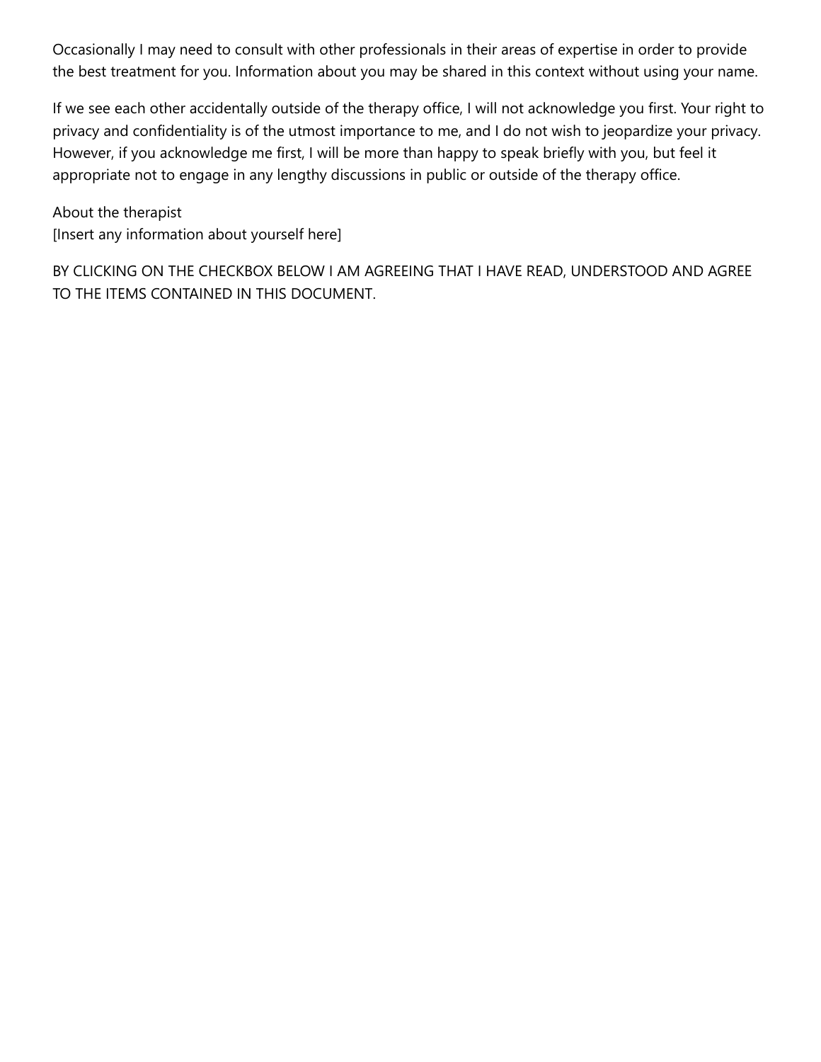Occasionally I may need to consult with other professionals in their areas of expertise in order to provide the best treatment for you. Information about you may be shared in this context without using your name.

If we see each other accidentally outside of the therapy office, I will not acknowledge you first. Your right to privacy and confidentiality is of the utmost importance to me, and I do not wish to jeopardize your privacy. However, if you acknowledge me first, I will be more than happy to speak briefly with you, but feel it appropriate not to engage in any lengthy discussions in public or outside of the therapy office.

About the therapist
[Insert any information about yourself here]

BY CLICKING ON THE CHECKBOX BELOW I AM AGREEING THAT I HAVE READ, UNDERSTOOD AND AGREE TO THE ITEMS CONTAINED IN THIS DOCUMENT.